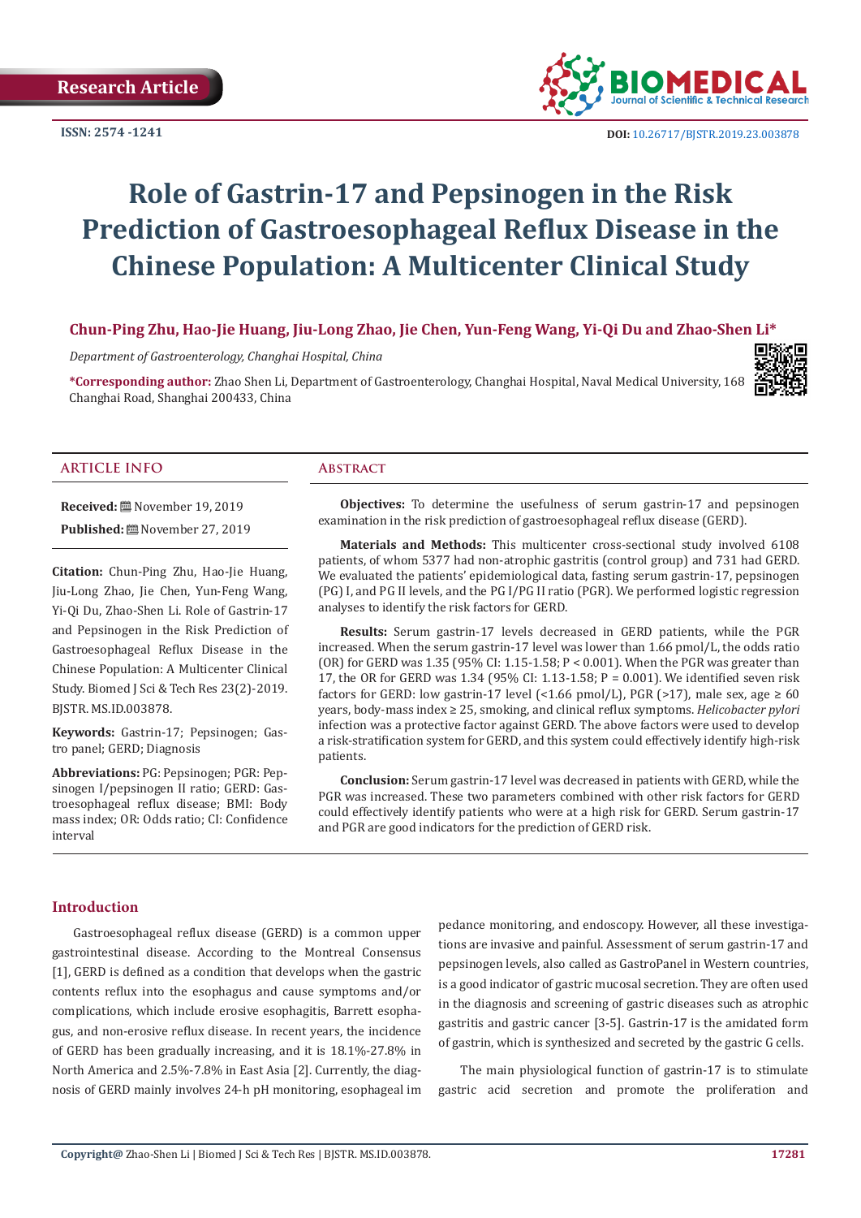Research Article

ISSN: 2574 -1241

DOI: 10.26717/BJSTR.2019.23.003878

# Role of Gastrin-17 and Pepsinogen in the Risk Prediction of Gastroesophageal Reflux Disease in the Chinese Population: A Multicenter Clinical Study

**Chun-Ping Zhu, Hao-Jie Huang, Jiu-Long Zhao, Jie Chen, Yun-Feng Wang, Yi-Qi Du and Zhao-Shen Li***

*Department of Gastroenterology, Changhai Hospital, China*

**\*Corresponding author:** Zhao Shen Li, Department of Gastroenterology, Changhai Hospital, Naval Medical University, 168 Changhai Road, Shanghai 200433, China

## ARTICLE INFO

**Received:** November 19, 2019

**Published:** November 27, 2019

**Citation:** Chun-Ping Zhu, Hao-Jie Huang, Jiu-Long Zhao, Jie Chen, Yun-Feng Wang, Yi-Qi Du, Zhao-Shen Li. Role of Gastrin-17 and Pepsinogen in the Risk Prediction of Gastroesophageal Reflux Disease in the Chinese Population: A Multicenter Clinical Study. Biomed J Sci & Tech Res 23(2)-2019. BJSTR. MS.ID.003878.

**Keywords:** Gastrin-17; Pepsinogen; Gastro panel; GERD; Diagnosis

**Abbreviations:** PG: Pepsinogen; PGR: Pepsinogen I/pepsinogen II ratio; GERD: Gastroesophageal reflux disease; BMI: Body mass index; OR: Odds ratio; CI: Confidence interval

## Abstract

**Objectives:** To determine the usefulness of serum gastrin-17 and pepsinogen examination in the risk prediction of gastroesophageal reflux disease (GERD).

**Materials and Methods:** This multicenter cross-sectional study involved 6108 patients, of whom 5377 had non-atrophic gastritis (control group) and 731 had GERD. We evaluated the patients' epidemiological data, fasting serum gastrin-17, pepsinogen (PG) I, and PG II levels, and the PG I/PG II ratio (PGR). We performed logistic regression analyses to identify the risk factors for GERD.

**Results:** Serum gastrin-17 levels decreased in GERD patients, while the PGR increased. When the serum gastrin-17 level was lower than 1.66 pmol/L, the odds ratio (OR) for GERD was 1.35 (95% CI: 1.15-1.58; $P < 0.001$). When the PGR was greater than 17, the OR for GERD was 1.34 (95% CI: 1.13-1.58; $P = 0.001$). We identified seven risk factors for GERD: low gastrin-17 level (<1.66 pmol/L), PGR (>17), male sex, age ≥ 60 years, body-mass index ≥ 25, smoking, and clinical reflux symptoms. *Helicobacter pylori* infection was a protective factor against GERD. The above factors were used to develop a risk-stratification system for GERD, and this system could effectively identify high-risk patients.

**Conclusion:** Serum gastrin-17 level was decreased in patients with GERD, while the PGR was increased. These two parameters combined with other risk factors for GERD could effectively identify patients who were at a high risk for GERD. Serum gastrin-17 and PGR are good indicators for the prediction of GERD risk.

## Introduction

Gastroesophageal reflux disease (GERD) is a common upper gastrointestinal disease. According to the Montreal Consensus [1], GERD is defined as a condition that develops when the gastric contents reflux into the esophagus and cause symptoms and/or complications, which include erosive esophagitis, Barrett esophagus, and non-erosive reflux disease. In recent years, the incidence of GERD has been gradually increasing, and it is 18.1%-27.8% in North America and 2.5%-7.8% in East Asia [2]. Currently, the diagnosis of GERD mainly involves 24-h pH monitoring, esophageal impedance monitoring, and endoscopy. However, all these investigations are invasive and painful. Assessment of serum gastrin-17 and pepsinogen levels, also called as GastroPanel in Western countries, is a good indicator of gastric mucosal secretion. They are often used in the diagnosis and screening of gastric diseases such as atrophic gastritis and gastric cancer [3-5]. Gastrin-17 is the amidated form of gastrin, which is synthesized and secreted by the gastric G cells.

The main physiological function of gastrin-17 is to stimulate gastric acid secretion and promote the proliferation and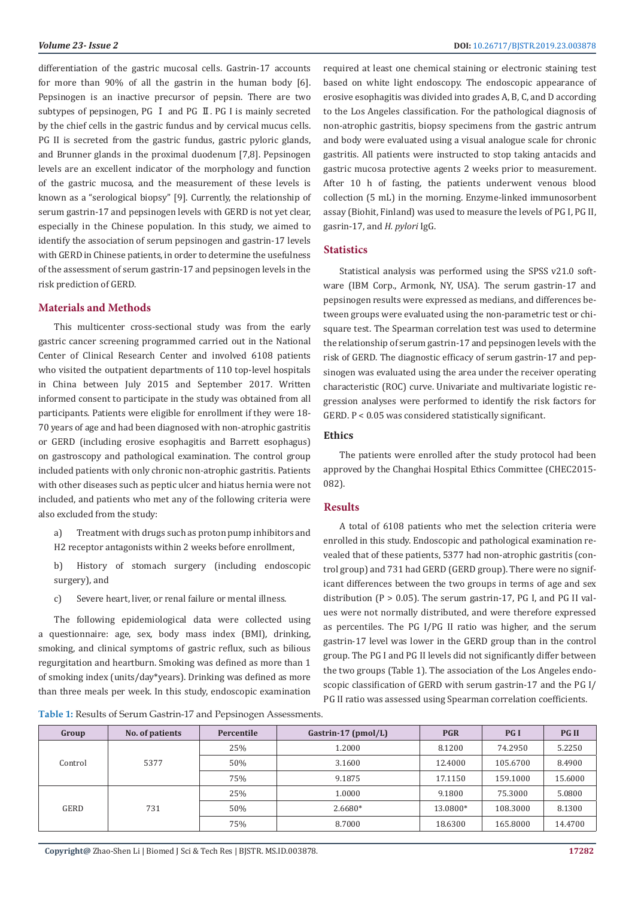differentiation of the gastric mucosal cells. Gastrin-17 accounts for more than 90% of all the gastrin in the human body [6]. Pepsinogen is an inactive precursor of pepsin. There are two subtypes of pepsinogen, PG Ⅰ and PG Ⅱ. PG I is mainly secreted by the chief cells in the gastric fundus and by cervical mucus cells. PG II is secreted from the gastric fundus, gastric pyloric glands, and Brunner glands in the proximal duodenum [7,8]. Pepsinogen levels are an excellent indicator of the morphology and function of the gastric mucosa, and the measurement of these levels is known as a "serological biopsy" [9]. Currently, the relationship of serum gastrin-17 and pepsinogen levels with GERD is not yet clear, especially in the Chinese population. In this study, we aimed to identify the association of serum pepsinogen and gastrin-17 levels with GERD in Chinese patients, in order to determine the usefulness of the assessment of serum gastrin-17 and pepsinogen levels in the risk prediction of GERD.

## Materials and Methods

This multicenter cross-sectional study was from the early gastric cancer screening programmed carried out in the National Center of Clinical Research Center and involved 6108 patients who visited the outpatient departments of 110 top-level hospitals in China between July 2015 and September 2017. Written informed consent to participate in the study was obtained from all participants. Patients were eligible for enrollment if they were 18-70 years of age and had been diagnosed with non-atrophic gastritis or GERD (including erosive esophagitis and Barrett esophagus) on gastroscopy and pathological examination. The control group included patients with only chronic non-atrophic gastritis. Patients with other diseases such as peptic ulcer and hiatus hernia were not included, and patients who met any of the following criteria were also excluded from the study:

a) Treatment with drugs such as proton pump inhibitors and H2 receptor antagonists within 2 weeks before enrollment,

b) History of stomach surgery (including endoscopic surgery), and

c) Severe heart, liver, or renal failure or mental illness.

The following epidemiological data were collected using a questionnaire: age, sex, body mass index (BMI), drinking, smoking, and clinical symptoms of gastric reflux, such as bilious regurgitation and heartburn. Smoking was defined as more than 1 of smoking index (units/day*years). Drinking was defined as more than three meals per week. In this study, endoscopic examination required at least one chemical staining or electronic staining test based on white light endoscopy. The endoscopic appearance of erosive esophagitis was divided into grades A, B, C, and D according to the Los Angeles classification. For the pathological diagnosis of non-atrophic gastritis, biopsy specimens from the gastric antrum and body were evaluated using a visual analogue scale for chronic gastritis. All patients were instructed to stop taking antacids and gastric mucosa protective agents 2 weeks prior to measurement. After 10 h of fasting, the patients underwent venous blood collection (5 mL) in the morning. Enzyme-linked immunosorbent assay (Biohit, Finland) was used to measure the levels of PG I, PG II, gasrin-17, and *H. pylori* IgG.

## Statistics

Statistical analysis was performed using the SPSS v21.0 software (IBM Corp., Armonk, NY, USA). The serum gastrin-17 and pepsinogen results were expressed as medians, and differences between groups were evaluated using the non-parametric test or chi-square test. The Spearman correlation test was used to determine the relationship of serum gastrin-17 and pepsinogen levels with the risk of GERD. The diagnostic efficacy of serum gastrin-17 and pepsinogen was evaluated using the area under the receiver operating characteristic (ROC) curve. Univariate and multivariate logistic regression analyses were performed to identify the risk factors for GERD. $P < 0.05$ was considered statistically significant.

## Ethics

The patients were enrolled after the study protocol had been approved by the Changhai Hospital Ethics Committee (CHEC2015-082).

## Results

A total of 6108 patients who met the selection criteria were enrolled in this study. Endoscopic and pathological examination revealed that of these patients, 5377 had non-atrophic gastritis (control group) and 731 had GERD (GERD group). There were no significant differences between the two groups in terms of age and sex distribution ($P > 0.05$). The serum gastrin-17, PG I, and PG II values were not normally distributed, and were therefore expressed as percentiles. The PG I/PG II ratio was higher, and the serum gastrin-17 level was lower in the GERD group than in the control group. The PG I and PG II levels did not significantly differ between the two groups (Table 1). The association of the Los Angeles endoscopic classification of GERD with serum gastrin-17 and the PG I/PG II ratio was assessed using Spearman correlation coefficients.

**Table 1:** Results of Serum Gastrin-17 and Pepsinogen Assessments.

| Group | No. of patients | Percentile | Gastrin-17 (pmol/L) | PGR | PG I | PG II |
|---|---|---|---|---|---|---|
| Control | 5377 | 25% | 1.2000 | 8.1200 | 74.2950 | 5.2250 |
| | | 50% | 3.1600 | 12.4000 | 105.6700 | 8.4900 |
| | | 75% | 9.1875 | 17.1150 | 159.1000 | 15.6000 |
| GERD | 731 | 25% | 1.0000 | 9.1800 | 75.3000 | 5.0800 |
| | | 50% | 2.6680* | 13.0800* | 108.3000 | 8.1300 |
| | | 75% | 8.7000 | 18.6300 | 165.8000 | 14.4700 |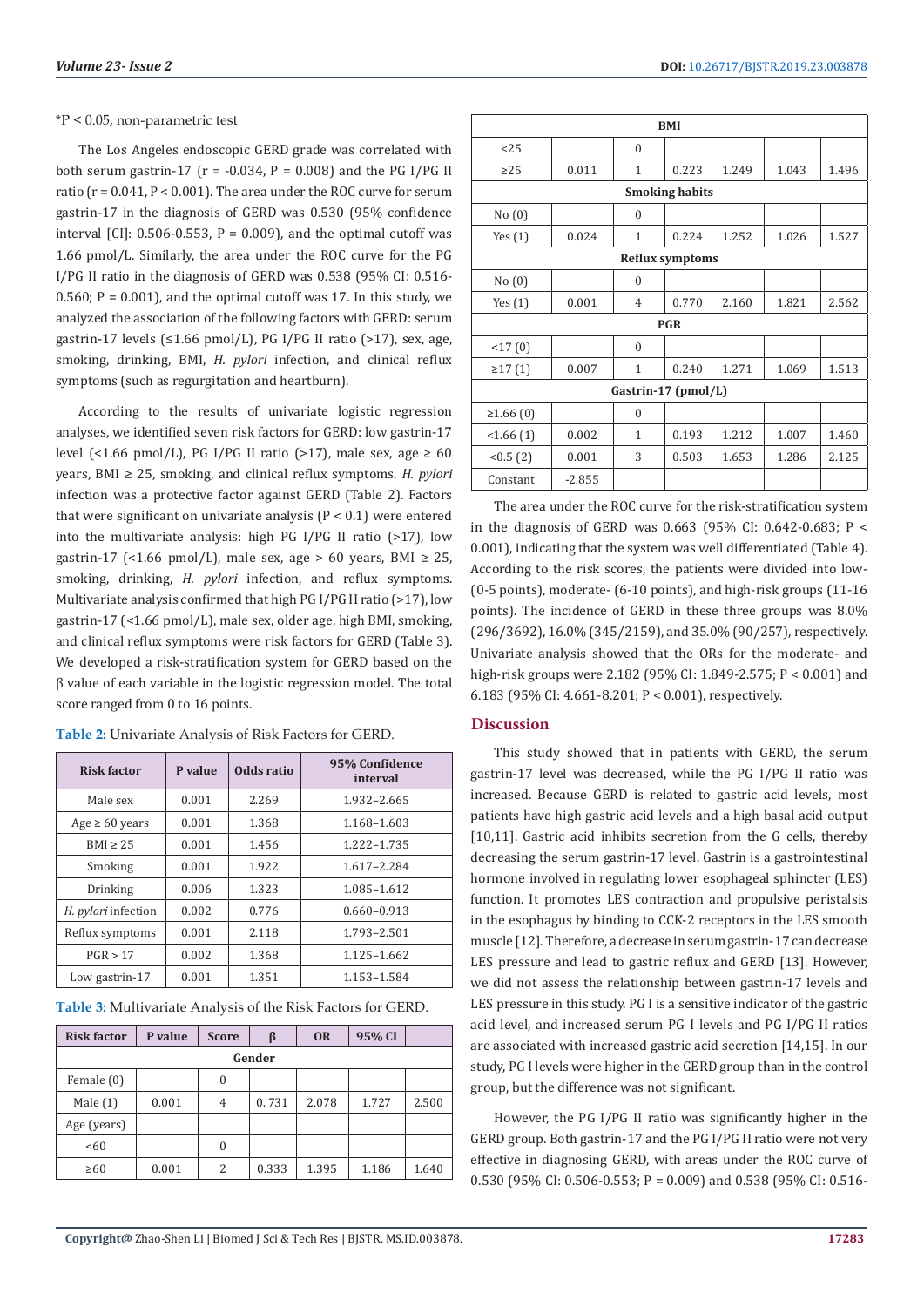*P < 0.05, non-parametric test

The Los Angeles endoscopic GERD grade was correlated with both serum gastrin-17 (r = -0.034, P = 0.008) and the PG I/PG II ratio (r = 0.041, P < 0.001). The area under the ROC curve for serum gastrin-17 in the diagnosis of GERD was 0.530 (95% confidence interval [CI]: 0.506-0.553, P = 0.009), and the optimal cutoff was 1.66 pmol/L. Similarly, the area under the ROC curve for the PG I/PG II ratio in the diagnosis of GERD was 0.538 (95% CI: 0.516-0.560; P = 0.001), and the optimal cutoff was 17. In this study, we analyzed the association of the following factors with GERD: serum gastrin-17 levels (≤1.66 pmol/L), PG I/PG II ratio (>17), sex, age, smoking, drinking, BMI, *H. pylori* infection, and clinical reflux symptoms (such as regurgitation and heartburn).

According to the results of univariate logistic regression analyses, we identified seven risk factors for GERD: low gastrin-17 level (<1.66 pmol/L), PG I/PG II ratio (>17), male sex, age ≥ 60 years, BMI ≥ 25, smoking, and clinical reflux symptoms. *H. pylori* infection was a protective factor against GERD (Table 2). Factors that were significant on univariate analysis (P < 0.1) were entered into the multivariate analysis: high PG I/PG II ratio (>17), low gastrin-17 (<1.66 pmol/L), male sex, age > 60 years, BMI ≥ 25, smoking, drinking, *H. pylori* infection, and reflux symptoms. Multivariate analysis confirmed that high PG I/PG II ratio (>17), low gastrin-17 (<1.66 pmol/L), male sex, older age, high BMI, smoking, and clinical reflux symptoms were risk factors for GERD (Table 3). We developed a risk-stratification system for GERD based on the β value of each variable in the logistic regression model. The total score ranged from 0 to 16 points.

**Table 2:** Univariate Analysis of Risk Factors for GERD.

| Risk factor | P value | Odds ratio | 95% Confidence interval |
|---|---|---|---|
| Male sex | 0.001 | 2.269 | 1.932–2.665 |
| Age ≥ 60 years | 0.001 | 1.368 | 1.168–1.603 |
| BMI ≥ 25 | 0.001 | 1.456 | 1.222–1.735 |
| Smoking | 0.001 | 1.922 | 1.617–2.284 |
| Drinking | 0.006 | 1.323 | 1.085–1.612 |
| *H. pylori* infection | 0.002 | 0.776 | 0.660–0.913 |
| Reflux symptoms | 0.001 | 2.118 | 1.793–2.501 |
| PGR > 17 | 0.002 | 1.368 | 1.125–1.662 |
| Low gastrin-17 | 0.001 | 1.351 | 1.153–1.584 |

**Table 3:** Multivariate Analysis of the Risk Factors for GERD.

| Risk factor | P value | Score | β | OR | 95% CI | |
|---|---|---|---|---|---|---|
| **Gender** | | | | | | |
| Female (0) | | 0 | | | | |
| Male (1) | 0.001 | 4 | 0. 731 | 2.078 | 1.727 | 2.500 |
| Age (years) | | | | | | |
| <60 | | 0 | | | | |
| ≥60 | 0.001 | 2 | 0.333 | 1.395 | 1.186 | 1.640 |
| **BMI** | | | | | | |
| <25 | | 0 | | | | |
| ≥25 | 0.011 | 1 | 0.223 | 1.249 | 1.043 | 1.496 |
| **Smoking habits** | | | | | | |
| No (0) | | 0 | | | | |
| Yes (1) | 0.024 | 1 | 0.224 | 1.252 | 1.026 | 1.527 |
| **Reflux symptoms** | | | | | | |
| No (0) | | 0 | | | | |
| Yes (1) | 0.001 | 4 | 0.770 | 2.160 | 1.821 | 2.562 |
| **PGR** | | | | | | |
| <17 (0) | | 0 | | | | |
| ≥17 (1) | 0.007 | 1 | 0.240 | 1.271 | 1.069 | 1.513 |
| **Gastrin-17 (pmol/L)** | | | | | | |
| ≥1.66 (0) | | 0 | | | | |
| <1.66 (1) | 0.002 | 1 | 0.193 | 1.212 | 1.007 | 1.460 |
| <0.5 (2) | 0.001 | 3 | 0.503 | 1.653 | 1.286 | 2.125 |
| Constant | -2.855 | | | | | |

The area under the ROC curve for the risk-stratification system in the diagnosis of GERD was 0.663 (95% CI: 0.642-0.683; P < 0.001), indicating that the system was well differentiated (Table 4). According to the risk scores, the patients were divided into low- (0-5 points), moderate- (6-10 points), and high-risk groups (11-16 points). The incidence of GERD in these three groups was 8.0% (296/3692), 16.0% (345/2159), and 35.0% (90/257), respectively. Univariate analysis showed that the ORs for the moderate- and high-risk groups were 2.182 (95% CI: 1.849-2.575; P < 0.001) and 6.183 (95% CI: 4.661-8.201; P < 0.001), respectively.

## Discussion

This study showed that in patients with GERD, the serum gastrin-17 level was decreased, while the PG I/PG II ratio was increased. Because GERD is related to gastric acid levels, most patients have high gastric acid levels and a high basal acid output [10,11]. Gastric acid inhibits secretion from the G cells, thereby decreasing the serum gastrin-17 level. Gastrin is a gastrointestinal hormone involved in regulating lower esophageal sphincter (LES) function. It promotes LES contraction and propulsive peristalsis in the esophagus by binding to CCK-2 receptors in the LES smooth muscle [12]. Therefore, a decrease in serum gastrin-17 can decrease LES pressure and lead to gastric reflux and GERD [13]. However, we did not assess the relationship between gastrin-17 levels and LES pressure in this study. PG I is a sensitive indicator of the gastric acid level, and increased serum PG I levels and PG I/PG II ratios are associated with increased gastric acid secretion [14,15]. In our study, PG I levels were higher in the GERD group than in the control group, but the difference was not significant.

However, the PG I/PG II ratio was significantly higher in the GERD group. Both gastrin-17 and the PG I/PG II ratio were not very effective in diagnosing GERD, with areas under the ROC curve of 0.530 (95% CI: 0.506-0.553; P = 0.009) and 0.538 (95% CI: 0.516-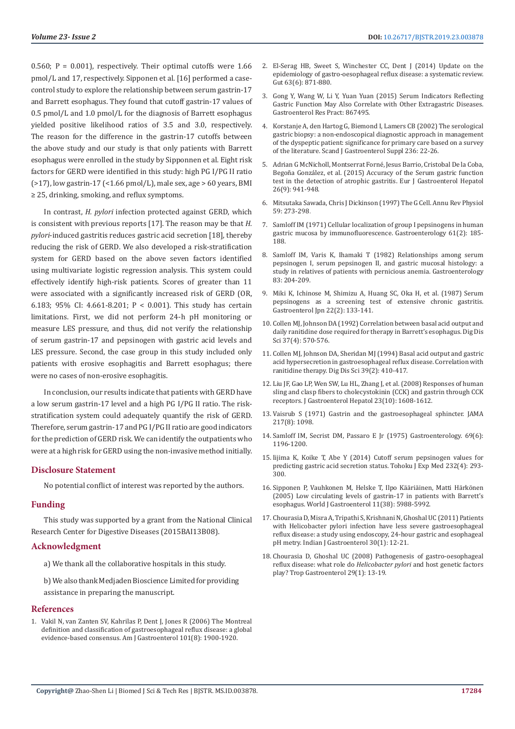0.560; P = 0.001), respectively. Their optimal cutoffs were 1.66 pmol/L and 17, respectively. Sipponen et al. [16] performed a case-control study to explore the relationship between serum gastrin-17 and Barrett esophagus. They found that cutoff gastrin-17 values of 0.5 pmol/L and 1.0 pmol/L for the diagnosis of Barrett esophagus yielded positive likelihood ratios of 3.5 and 3.0, respectively. The reason for the difference in the gastrin-17 cutoffs between the above study and our study is that only patients with Barrett esophagus were enrolled in the study by Sipponen et al. Eight risk factors for GERD were identified in this study: high PG I/PG II ratio (>17), low gastrin-17 (<1.66 pmol/L), male sex, age > 60 years, BMI ≥ 25, drinking, smoking, and reflux symptoms.

In contrast, *H. pylori* infection protected against GERD, which is consistent with previous reports [17]. The reason may be that *H. pylori*-induced gastritis reduces gastric acid secretion [18], thereby reducing the risk of GERD. We also developed a risk-stratification system for GERD based on the above seven factors identified using multivariate logistic regression analysis. This system could effectively identify high-risk patients. Scores of greater than 11 were associated with a significantly increased risk of GERD (OR, 6.183; 95% CI: 4.661-8.201; P < 0.001). This study has certain limitations. First, we did not perform 24-h pH monitoring or measure LES pressure, and thus, did not verify the relationship of serum gastrin-17 and pepsinogen with gastric acid levels and LES pressure. Second, the case group in this study included only patients with erosive esophagitis and Barrett esophagus; there were no cases of non-erosive esophagitis.

In conclusion, our results indicate that patients with GERD have a low serum gastrin-17 level and a high PG I/PG II ratio. The risk-stratification system could adequately quantify the risk of GERD. Therefore, serum gastrin-17 and PG I/PG II ratio are good indicators for the prediction of GERD risk. We can identify the outpatients who were at a high risk for GERD using the non-invasive method initially.

## Disclosure Statement

No potential conflict of interest was reported by the authors.

## Funding

This study was supported by a grant from the National Clinical Research Center for Digestive Diseases (2015BAI13B08).

## Acknowledgment

a) We thank all the collaborative hospitals in this study.

b) We also thank Medjaden Bioscience Limited for providing assistance in preparing the manuscript.

## References

1. Vakil N, van Zanten SV, Kahrilas P, Dent J, Jones R (2006) The Montreal definition and classification of gastroesophageal reflux disease: a global evidence-based consensus. Am J Gastroenterol 101(8): 1900-1920.
2. El-Serag HB, Sweet S, Winchester CC, Dent J (2014) Update on the epidemiology of gastro-oesophageal reflux disease: a systematic review. Gut 63(6): 871-880.
3. Gong Y, Wang W, Li Y, Yuan Yuan (2015) Serum Indicators Reflecting Gastric Function May Also Correlate with Other Extragastric Diseases. Gastroenterol Res Pract: 867495.
4. Korstanje A, den Hartog G, Biemond I, Lamers CB (2002) The serological gastric biopsy: a non-endoscopical diagnostic approach in management of the dyspeptic patient: significance for primary care based on a survey of the literature. Scand J Gastroenterol Suppl 236: 22-26.
5. Adrian G McNicholl, Montserrat Forné, Jesus Barrio, Cristobal De la Coba, Begoña González, et al. (2015) Accuracy of the Serum gastric function test in the detection of atrophic gastritis. Eur J Gastroenterol Hepatol 26(9): 941-948.
6. Mitsutaka Sawada, Chris J Dickinson (1997) The G Cell. Annu Rev Physiol 59: 273-298.
7. Samloff IM (1971) Cellular localization of group I pepsinogens in human gastric mucosa by immunofluorescence. Gastroenterology 61(2): 185-188.
8. Samloff IM, Varis K, Ihamaki T (1982) Relationships among serum pepsinogen I, serum pepsinogen II, and gastric mucosal histology: a study in relatives of patients with pernicious anemia. Gastroenterology 83: 204-209.
9. Miki K, Ichinose M, Shimizu A, Huang SC, Oka H, et al. (1987) Serum pepsinogens as a screening test of extensive chronic gastritis. Gastroenterol Jpn 22(2): 133-141.
10. Collen MJ, Johnson DA (1992) Correlation between basal acid output and daily ranitidine dose required for therapy in Barrett's esophagus. Dig Dis Sci 37(4): 570-576.
11. Collen MJ, Johnson DA, Sheridan MJ (1994) Basal acid output and gastric acid hypersecretion in gastroesophageal reflux disease. Correlation with ranitidine therapy. Dig Dis Sci 39(2): 410-417.
12. Liu JF, Gao LP, Wen SW, Lu HL, Zhang J, et al. (2008) Responses of human sling and clasp fibers to cholecystokinin (CCK) and gastrin through CCK receptors. J Gastroenterol Hepatol 23(10): 1608-1612.
13. Vaisrub S (1971) Gastrin and the gastroesophageal sphincter. JAMA 217(8): 1098.
14. Samloff IM, Secrist DM, Passaro E Jr (1975) Gastroenterology. 69(6): 1196-1200.
15. Iijima K, Koike T, Abe Y (2014) Cutoff serum pepsinogen values for predicting gastric acid secretion status. Tohoku J Exp Med 232(4): 293-300.
16. Sipponen P, Vauhkonen M, Helske T, Ilpo Kääriäinen, Matti Härkönen (2005) Low circulating levels of gastrin-17 in patients with Barrett's esophagus. World J Gastroenterol 11(38): 5988-5992.
17. Chourasia D, Misra A, Tripathi S, Krishnani N, Ghoshal UC (2011) Patients with Helicobacter pylori infection have less severe gastroesophageal reflux disease: a study using endoscopy, 24-hour gastric and esophageal pH metry. Indian J Gastroenterol 30(1): 12-21.
18. Chourasia D, Ghoshal UC (2008) Pathogenesis of gastro-oesophageal reflux disease: what role do *Helicobacter pylori* and host genetic factors play? Trop Gastroenterol 29(1): 13-19.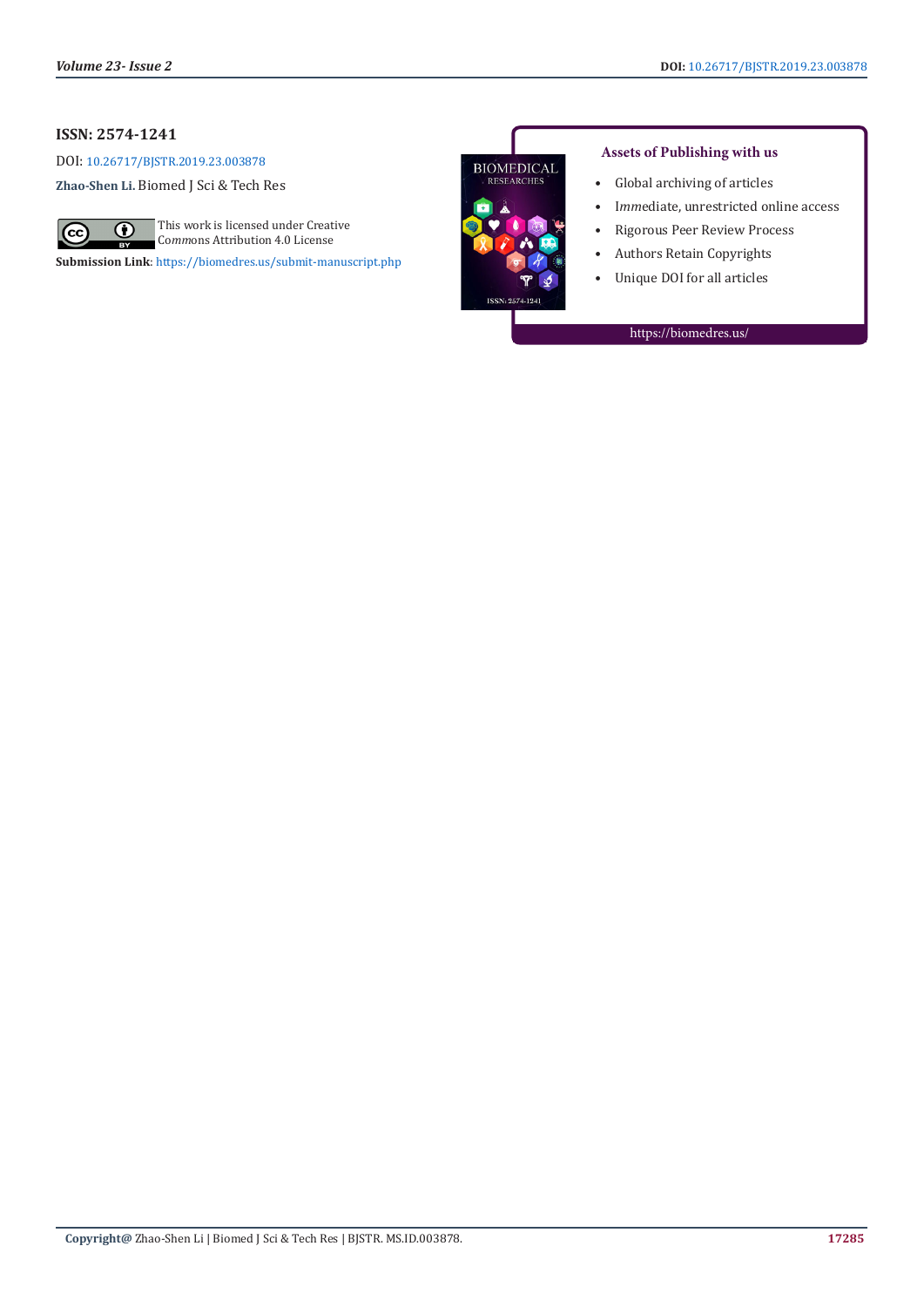**ISSN: 2574-1241**

DOI: 10.26717/BJSTR.2019.23.003878

**Zhao-Shen Li.** Biomed J Sci & Tech Res

This work is licensed under Creative Commons Attribution 4.0 License

**Submission Link**: https://biomedres.us/submit-manuscript.php

### Assets of Publishing with us

- Global archiving of articles
- Immediate, unrestricted online access
- Rigorous Peer Review Process
- Authors Retain Copyrights
- Unique DOI for all articles

https://biomedres.us/